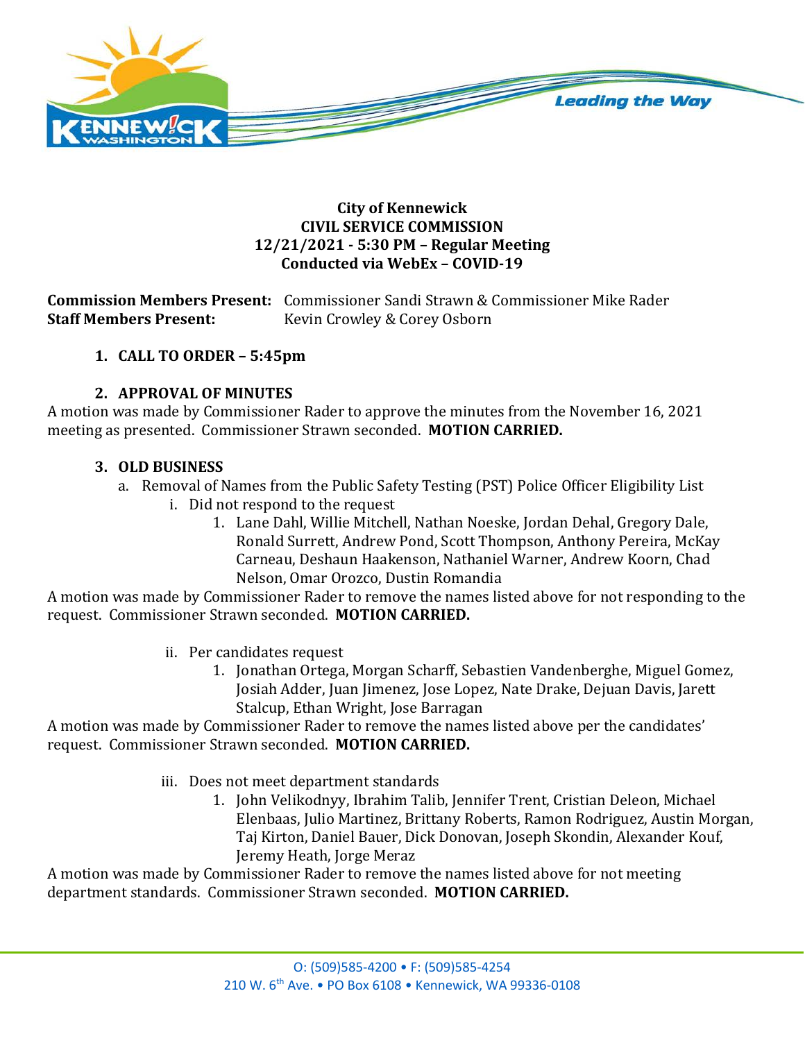**City of Kennewick**
**CIVIL SERVICE COMMISSION**
**12/21/2021 - 5:30 PM – Regular Meeting**
**Conducted via WebEx – COVID-19**

**Commission Members Present:** Commissioner Sandi Strawn & Commissioner Mike Rader
**Staff Members Present:** Kevin Crowley & Corey Osborn

1. **CALL TO ORDER – 5:45pm**

2. **APPROVAL OF MINUTES**

A motion was made by Commissioner Rader to approve the minutes from the November 16, 2021 meeting as presented. Commissioner Strawn seconded. **MOTION CARRIED.**

3. **OLD BUSINESS**
   a. Removal of Names from the Public Safety Testing (PST) Police Officer Eligibility List
      i. Did not respond to the request
         1. Lane Dahl, Willie Mitchell, Nathan Noeske, Jordan Dehal, Gregory Dale, Ronald Surrett, Andrew Pond, Scott Thompson, Anthony Pereira, McKay Carneau, Deshaun Haakenson, Nathaniel Warner, Andrew Koorn, Chad Nelson, Omar Orozco, Dustin Romandia

A motion was made by Commissioner Rader to remove the names listed above for not responding to the request. Commissioner Strawn seconded. **MOTION CARRIED.**

      ii. Per candidates request
         1. Jonathan Ortega, Morgan Scharff, Sebastien Vandenberghe, Miguel Gomez, Josiah Adder, Juan Jimenez, Jose Lopez, Nate Drake, Dejuan Davis, Jarett Stalcup, Ethan Wright, Jose Barragan

A motion was made by Commissioner Rader to remove the names listed above per the candidates' request. Commissioner Strawn seconded. **MOTION CARRIED.**

      iii. Does not meet department standards
         1. John Velikodnyy, Ibrahim Talib, Jennifer Trent, Cristian Deleon, Michael Elenbaas, Julio Martinez, Brittany Roberts, Ramon Rodriguez, Austin Morgan, Taj Kirton, Daniel Bauer, Dick Donovan, Joseph Skondin, Alexander Kouf, Jeremy Heath, Jorge Meraz

A motion was made by Commissioner Rader to remove the names listed above for not meeting department standards. Commissioner Strawn seconded. **MOTION CARRIED.**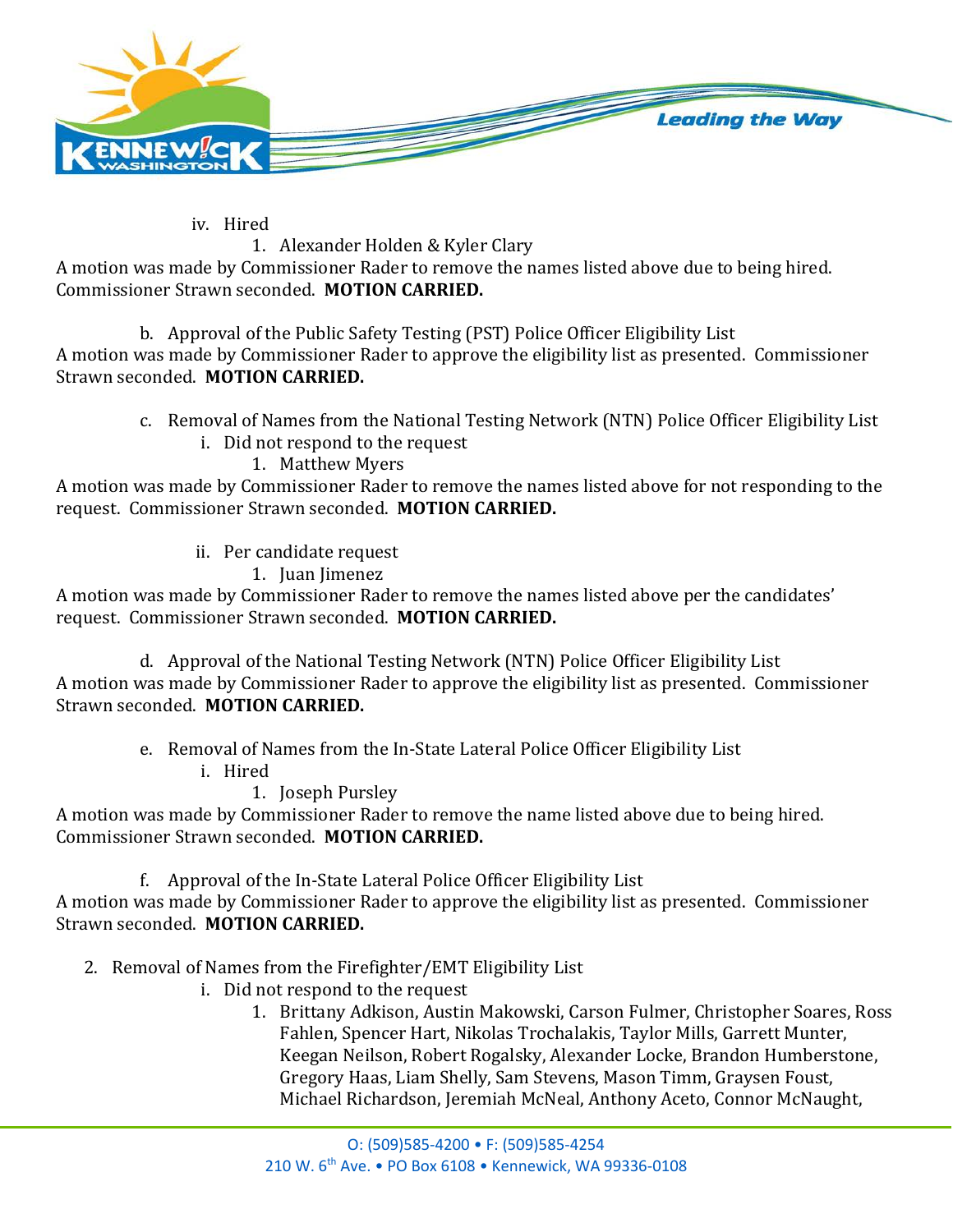iv. Hired

1. Alexander Holden & Kyler Clary

A motion was made by Commissioner Rader to remove the names listed above due to being hired. Commissioner Strawn seconded. **MOTION CARRIED.**

b. Approval of the Public Safety Testing (PST) Police Officer Eligibility List

A motion was made by Commissioner Rader to approve the eligibility list as presented. Commissioner Strawn seconded. **MOTION CARRIED.**

c. Removal of Names from the National Testing Network (NTN) Police Officer Eligibility List

i. Did not respond to the request

1. Matthew Myers

A motion was made by Commissioner Rader to remove the names listed above for not responding to the request. Commissioner Strawn seconded. **MOTION CARRIED.**

ii. Per candidate request

1. Juan Jimenez

A motion was made by Commissioner Rader to remove the names listed above per the candidates' request. Commissioner Strawn seconded. **MOTION CARRIED.**

d. Approval of the National Testing Network (NTN) Police Officer Eligibility List

A motion was made by Commissioner Rader to approve the eligibility list as presented. Commissioner Strawn seconded. **MOTION CARRIED.**

e. Removal of Names from the In-State Lateral Police Officer Eligibility List

i. Hired

1. Joseph Pursley

A motion was made by Commissioner Rader to remove the name listed above due to being hired. Commissioner Strawn seconded. **MOTION CARRIED.**

f. Approval of the In-State Lateral Police Officer Eligibility List

A motion was made by Commissioner Rader to approve the eligibility list as presented. Commissioner Strawn seconded. **MOTION CARRIED.**

2. Removal of Names from the Firefighter/EMT Eligibility List

i. Did not respond to the request

1. Brittany Adkison, Austin Makowski, Carson Fulmer, Christopher Soares, Ross Fahlen, Spencer Hart, Nikolas Trochalakis, Taylor Mills, Garrett Munter, Keegan Neilson, Robert Rogalsky, Alexander Locke, Brandon Humberstone, Gregory Haas, Liam Shelly, Sam Stevens, Mason Timm, Graysen Foust, Michael Richardson, Jeremiah McNeal, Anthony Aceto, Connor McNaught,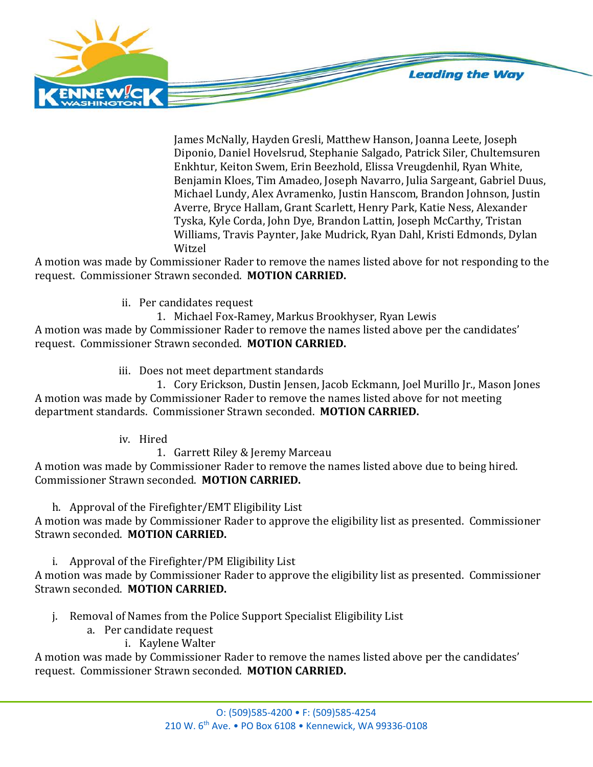James McNally, Hayden Gresli, Matthew Hanson, Joanna Leete, Joseph Diponio, Daniel Hovelsrud, Stephanie Salgado, Patrick Siler, Chultemsuren Enkhtur, Keiton Swem, Erin Beezhold, Elissa Vreugdenhil, Ryan White, Benjamin Kloes, Tim Amadeo, Joseph Navarro, Julia Sargeant, Gabriel Duus, Michael Lundy, Alex Avramenko, Justin Hanscom, Brandon Johnson, Justin Averre, Bryce Hallam, Grant Scarlett, Henry Park, Katie Ness, Alexander Tyska, Kyle Corda, John Dye, Brandon Lattin, Joseph McCarthy, Tristan Williams, Travis Paynter, Jake Mudrick, Ryan Dahl, Kristi Edmonds, Dylan Witzel

A motion was made by Commissioner Rader to remove the names listed above for not responding to the request. Commissioner Strawn seconded. **MOTION CARRIED.**

ii. Per candidates request

1. Michael Fox-Ramey, Markus Brookhyser, Ryan Lewis

A motion was made by Commissioner Rader to remove the names listed above per the candidates' request. Commissioner Strawn seconded. **MOTION CARRIED.**

iii. Does not meet department standards

1. Cory Erickson, Dustin Jensen, Jacob Eckmann, Joel Murillo Jr., Mason Jones

A motion was made by Commissioner Rader to remove the names listed above for not meeting department standards. Commissioner Strawn seconded. **MOTION CARRIED.**

iv. Hired

1. Garrett Riley & Jeremy Marceau

A motion was made by Commissioner Rader to remove the names listed above due to being hired. Commissioner Strawn seconded. **MOTION CARRIED.**

h. Approval of the Firefighter/EMT Eligibility List

A motion was made by Commissioner Rader to approve the eligibility list as presented. Commissioner Strawn seconded. **MOTION CARRIED.**

i. Approval of the Firefighter/PM Eligibility List

A motion was made by Commissioner Rader to approve the eligibility list as presented. Commissioner Strawn seconded. **MOTION CARRIED.**

j. Removal of Names from the Police Support Specialist Eligibility List

a. Per candidate request

i. Kaylene Walter

A motion was made by Commissioner Rader to remove the names listed above per the candidates' request. Commissioner Strawn seconded. **MOTION CARRIED.**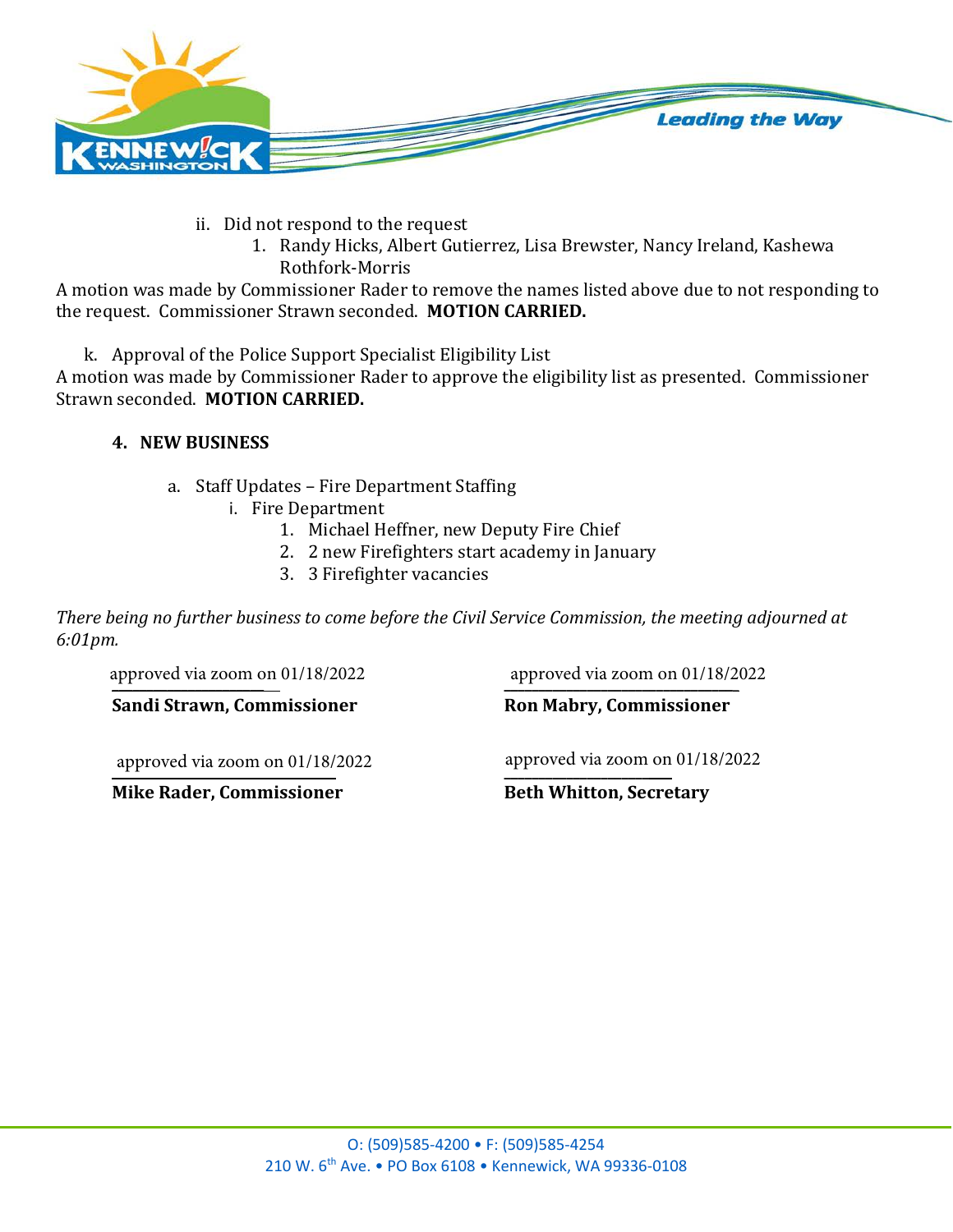ii. Did not respond to the request
      1. Randy Hicks, Albert Gutierrez, Lisa Brewster, Nancy Ireland, Kashewa Rothfork-Morris

A motion was made by Commissioner Rader to remove the names listed above due to not responding to the request. Commissioner Strawn seconded. **MOTION CARRIED.**

k. Approval of the Police Support Specialist Eligibility List

A motion was made by Commissioner Rader to approve the eligibility list as presented. Commissioner Strawn seconded. **MOTION CARRIED.**

## 4. NEW BUSINESS

a. Staff Updates – Fire Department Staffing
   i. Fire Department
      1. Michael Heffner, new Deputy Fire Chief
      2. 2 new Firefighters start academy in January
      3. 3 Firefighter vacancies

*There being no further business to come before the Civil Service Commission, the meeting adjourned at 6:01pm.*

approved via zoom on 01/18/2022
**Sandi Strawn, Commissioner**

approved via zoom on 01/18/2022
**Ron Mabry, Commissioner**

approved via zoom on 01/18/2022
**Mike Rader, Commissioner**

approved via zoom on 01/18/2022
**Beth Whitton, Secretary**